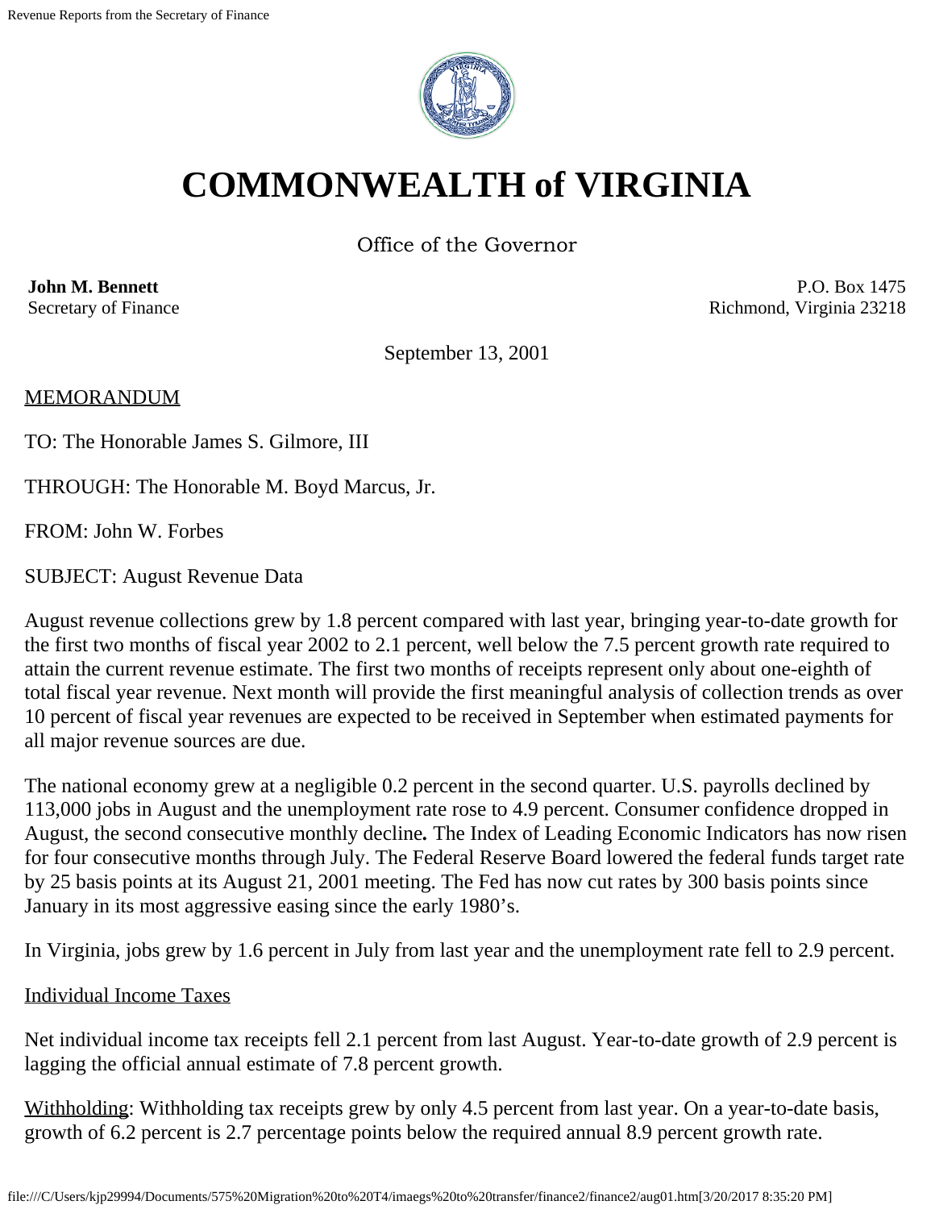# COMMONWEALTH of VIRGINIA

Office of the Governor

**John M. Bennett**
Secretary of Finance

P.O. Box 1475
Richmond, Virginia 23218

September 13, 2001

MEMORANDUM

TO: The Honorable James S. Gilmore, III

THROUGH: The Honorable M. Boyd Marcus, Jr.

FROM: John W. Forbes

SUBJECT: August Revenue Data

August revenue collections grew by 1.8 percent compared with last year, bringing year-to-date growth for the first two months of fiscal year 2002 to 2.1 percent, well below the 7.5 percent growth rate required to attain the current revenue estimate. The first two months of receipts represent only about one-eighth of total fiscal year revenue. Next month will provide the first meaningful analysis of collection trends as over 10 percent of fiscal year revenues are expected to be received in September when estimated payments for all major revenue sources are due.

The national economy grew at a negligible 0.2 percent in the second quarter. U.S. payrolls declined by 113,000 jobs in August and the unemployment rate rose to 4.9 percent. Consumer confidence dropped in August, the second consecutive monthly decline**.** The Index of Leading Economic Indicators has now risen for four consecutive months through July. The Federal Reserve Board lowered the federal funds target rate by 25 basis points at its August 21, 2001 meeting. The Fed has now cut rates by 300 basis points since January in its most aggressive easing since the early 1980's.

In Virginia, jobs grew by 1.6 percent in July from last year and the unemployment rate fell to 2.9 percent.

Individual Income Taxes

Net individual income tax receipts fell 2.1 percent from last August. Year-to-date growth of 2.9 percent is lagging the official annual estimate of 7.8 percent growth.

Withholding: Withholding tax receipts grew by only 4.5 percent from last year. On a year-to-date basis, growth of 6.2 percent is 2.7 percentage points below the required annual 8.9 percent growth rate.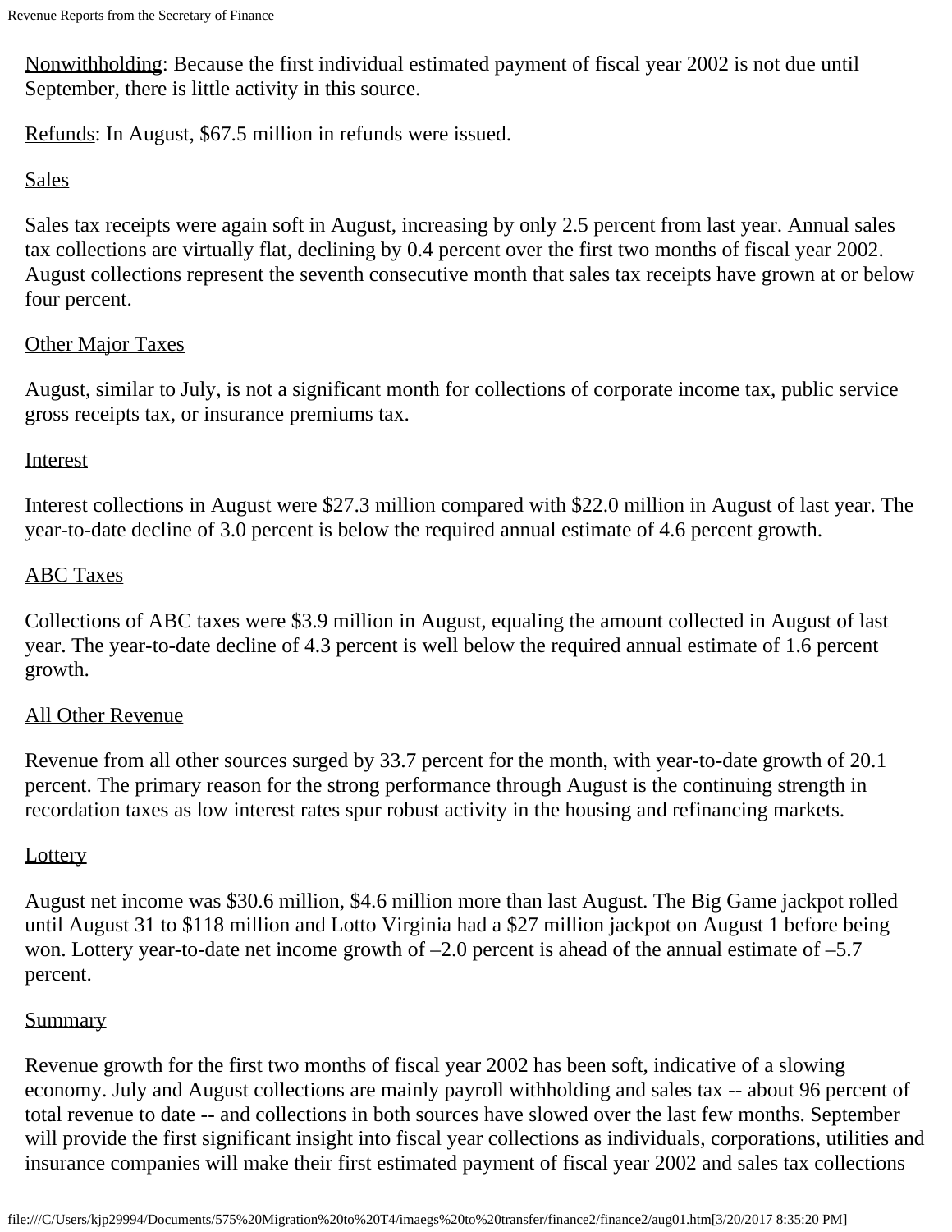Nonwithholding: Because the first individual estimated payment of fiscal year 2002 is not due until September, there is little activity in this source.

Refunds: In August, $67.5 million in refunds were issued.

Sales

Sales tax receipts were again soft in August, increasing by only 2.5 percent from last year. Annual sales tax collections are virtually flat, declining by 0.4 percent over the first two months of fiscal year 2002. August collections represent the seventh consecutive month that sales tax receipts have grown at or below four percent.

Other Major Taxes

August, similar to July, is not a significant month for collections of corporate income tax, public service gross receipts tax, or insurance premiums tax.

Interest

Interest collections in August were $27.3 million compared with $22.0 million in August of last year. The year-to-date decline of 3.0 percent is below the required annual estimate of 4.6 percent growth.

ABC Taxes

Collections of ABC taxes were $3.9 million in August, equaling the amount collected in August of last year. The year-to-date decline of 4.3 percent is well below the required annual estimate of 1.6 percent growth.

All Other Revenue

Revenue from all other sources surged by 33.7 percent for the month, with year-to-date growth of 20.1 percent. The primary reason for the strong performance through August is the continuing strength in recordation taxes as low interest rates spur robust activity in the housing and refinancing markets.

Lottery

August net income was $30.6 million, $4.6 million more than last August. The Big Game jackpot rolled until August 31 to $118 million and Lotto Virginia had a $27 million jackpot on August 1 before being won. Lottery year-to-date net income growth of –2.0 percent is ahead of the annual estimate of –5.7 percent.

Summary

Revenue growth for the first two months of fiscal year 2002 has been soft, indicative of a slowing economy. July and August collections are mainly payroll withholding and sales tax -- about 96 percent of total revenue to date -- and collections in both sources have slowed over the last few months. September will provide the first significant insight into fiscal year collections as individuals, corporations, utilities and insurance companies will make their first estimated payment of fiscal year 2002 and sales tax collections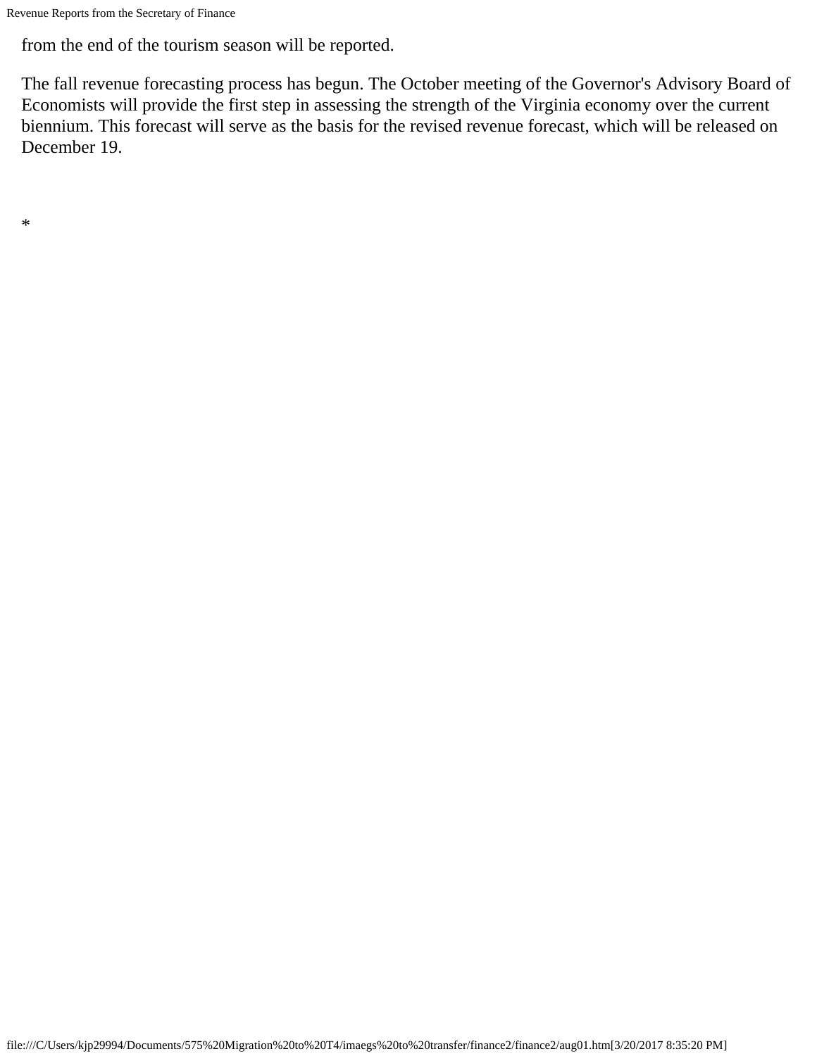from the end of the tourism season will be reported.

The fall revenue forecasting process has begun. The October meeting of the Governor's Advisory Board of Economists will provide the first step in assessing the strength of the Virginia economy over the current biennium. This forecast will serve as the basis for the revised revenue forecast, which will be released on December 19.

*